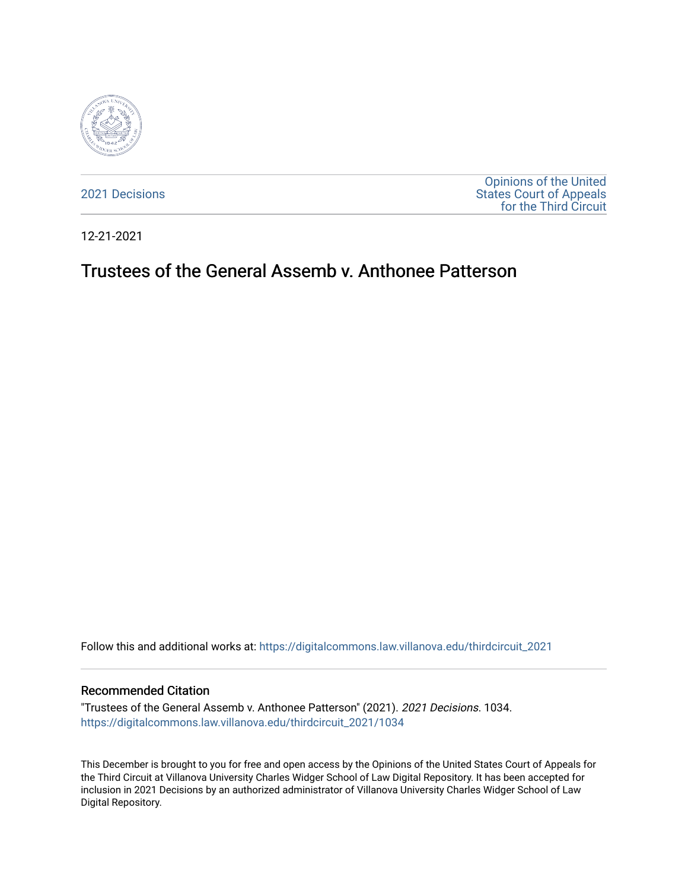2021 Decisions

Opinions of the United States Court of Appeals for the Third Circuit

12-21-2021

# Trustees of the General Assemb v. Anthonee Patterson

Follow this and additional works at: https://digitalcommons.law.villanova.edu/thirdcircuit_2021

## Recommended Citation

"Trustees of the General Assemb v. Anthonee Patterson" (2021). *2021 Decisions*. 1034.
https://digitalcommons.law.villanova.edu/thirdcircuit_2021/1034

This December is brought to you for free and open access by the Opinions of the United States Court of Appeals for the Third Circuit at Villanova University Charles Widger School of Law Digital Repository. It has been accepted for inclusion in 2021 Decisions by an authorized administrator of Villanova University Charles Widger School of Law Digital Repository.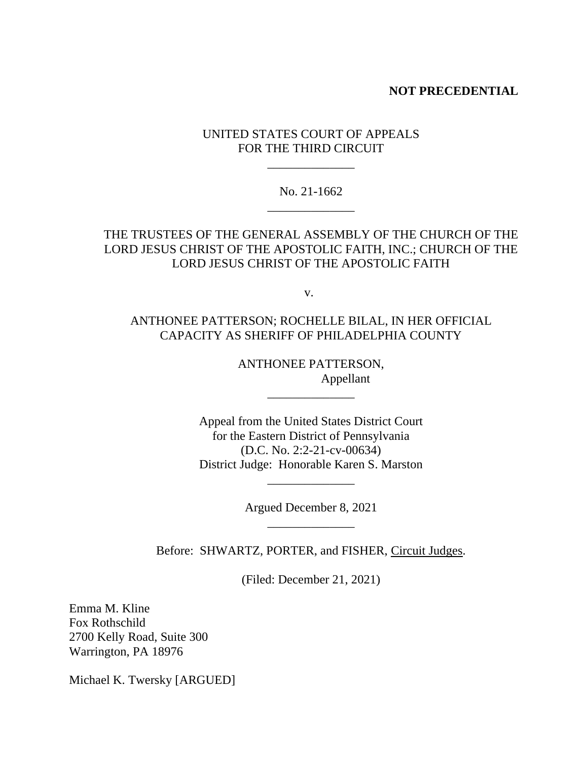**NOT PRECEDENTIAL**

UNITED STATES COURT OF APPEALS
FOR THE THIRD CIRCUIT

\_\_\_\_\_\_\_\_\_\_\_\_\_\_

No. 21-1662

\_\_\_\_\_\_\_\_\_\_\_\_\_\_

THE TRUSTEES OF THE GENERAL ASSEMBLY OF THE CHURCH OF THE LORD JESUS CHRIST OF THE APOSTOLIC FAITH, INC.; CHURCH OF THE LORD JESUS CHRIST OF THE APOSTOLIC FAITH

v.

ANTHONEE PATTERSON; ROCHELLE BILAL, IN HER OFFICIAL CAPACITY AS SHERIFF OF PHILADELPHIA COUNTY

ANTHONEE PATTERSON,
Appellant

\_\_\_\_\_\_\_\_\_\_\_\_\_\_

Appeal from the United States District Court
for the Eastern District of Pennsylvania
(D.C. No. 2:2-21-cv-00634)
District Judge: Honorable Karen S. Marston

\_\_\_\_\_\_\_\_\_\_\_\_\_\_

Argued December 8, 2021

\_\_\_\_\_\_\_\_\_\_\_\_\_\_

Before: SHWARTZ, PORTER, and FISHER, Circuit Judges.

(Filed: December 21, 2021)

Emma M. Kline
Fox Rothschild
2700 Kelly Road, Suite 300
Warrington, PA 18976

Michael K. Twersky [ARGUED]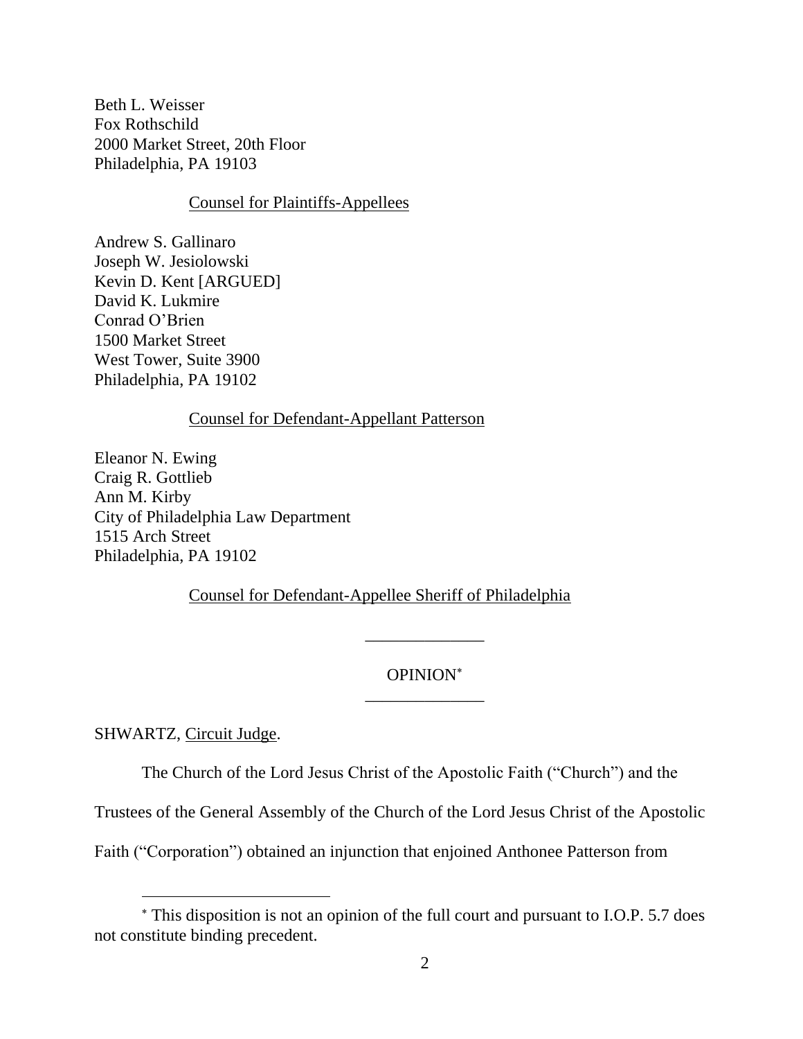Beth L. Weisser
Fox Rothschild
2000 Market Street, 20th Floor
Philadelphia, PA 19103

Counsel for Plaintiffs-Appellees

Andrew S. Gallinaro
Joseph W. Jesiolowski
Kevin D. Kent [ARGUED]
David K. Lukmire
Conrad O'Brien
1500 Market Street
West Tower, Suite 3900
Philadelphia, PA 19102

Counsel for Defendant-Appellant Patterson

Eleanor N. Ewing
Craig R. Gottlieb
Ann M. Kirby
City of Philadelphia Law Department
1515 Arch Street
Philadelphia, PA 19102

Counsel for Defendant-Appellee Sheriff of Philadelphia

---

OPINION[*]

---

SHWARTZ, Circuit Judge.

The Church of the Lord Jesus Christ of the Apostolic Faith ("Church") and the Trustees of the General Assembly of the Church of the Lord Jesus Christ of the Apostolic Faith ("Corporation") obtained an injunction that enjoined Anthonee Patterson from

[*] This disposition is not an opinion of the full court and pursuant to I.O.P. 5.7 does not constitute binding precedent.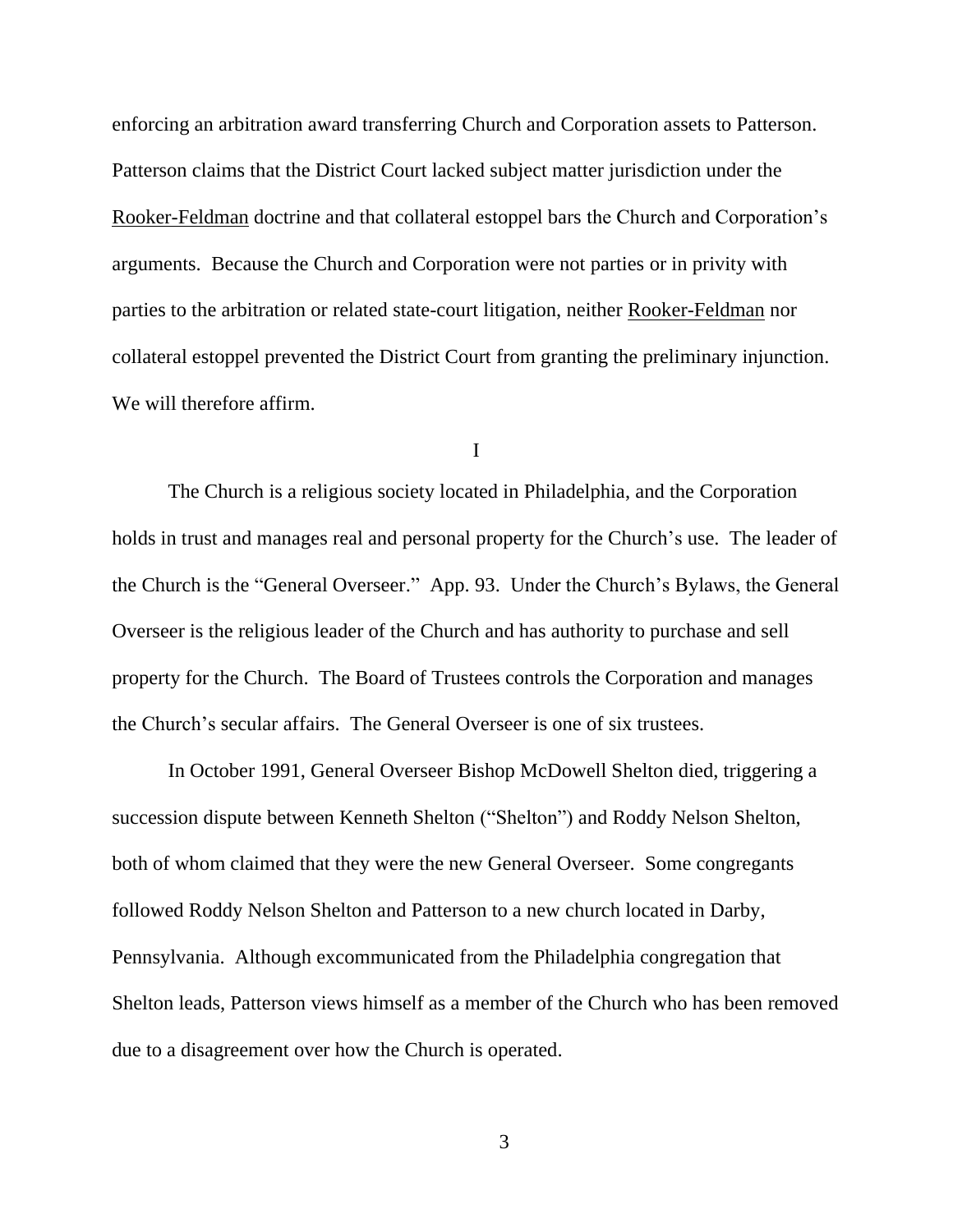enforcing an arbitration award transferring Church and Corporation assets to Patterson. Patterson claims that the District Court lacked subject matter jurisdiction under the Rooker-Feldman doctrine and that collateral estoppel bars the Church and Corporation's arguments. Because the Church and Corporation were not parties or in privity with parties to the arbitration or related state-court litigation, neither Rooker-Feldman nor collateral estoppel prevented the District Court from granting the preliminary injunction. We will therefore affirm.

## I

The Church is a religious society located in Philadelphia, and the Corporation holds in trust and manages real and personal property for the Church's use. The leader of the Church is the "General Overseer." App. 93. Under the Church's Bylaws, the General Overseer is the religious leader of the Church and has authority to purchase and sell property for the Church. The Board of Trustees controls the Corporation and manages the Church's secular affairs. The General Overseer is one of six trustees.

In October 1991, General Overseer Bishop McDowell Shelton died, triggering a succession dispute between Kenneth Shelton ("Shelton") and Roddy Nelson Shelton, both of whom claimed that they were the new General Overseer. Some congregants followed Roddy Nelson Shelton and Patterson to a new church located in Darby, Pennsylvania. Although excommunicated from the Philadelphia congregation that Shelton leads, Patterson views himself as a member of the Church who has been removed due to a disagreement over how the Church is operated.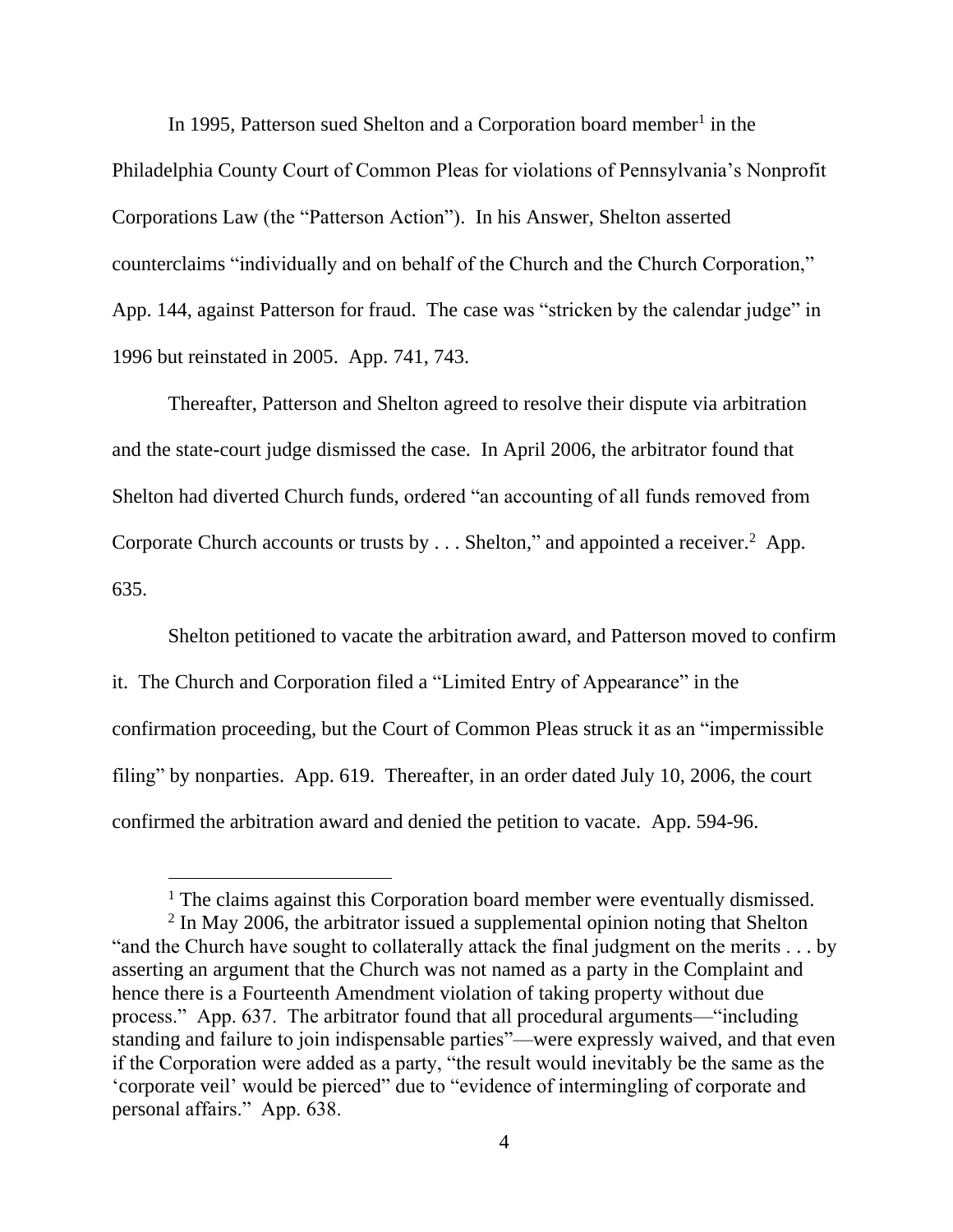In 1995, Patterson sued Shelton and a Corporation board member[1] in the Philadelphia County Court of Common Pleas for violations of Pennsylvania's Nonprofit Corporations Law (the "Patterson Action"). In his Answer, Shelton asserted counterclaims "individually and on behalf of the Church and the Church Corporation," App. 144, against Patterson for fraud. The case was "stricken by the calendar judge" in 1996 but reinstated in 2005. App. 741, 743.

Thereafter, Patterson and Shelton agreed to resolve their dispute via arbitration and the state-court judge dismissed the case. In April 2006, the arbitrator found that Shelton had diverted Church funds, ordered "an accounting of all funds removed from Corporate Church accounts or trusts by . . . Shelton," and appointed a receiver.[2] App. 635.

Shelton petitioned to vacate the arbitration award, and Patterson moved to confirm it. The Church and Corporation filed a "Limited Entry of Appearance" in the confirmation proceeding, but the Court of Common Pleas struck it as an "impermissible filing" by nonparties. App. 619. Thereafter, in an order dated July 10, 2006, the court confirmed the arbitration award and denied the petition to vacate. App. 594-96.

---

[1] The claims against this Corporation board member were eventually dismissed.

[2] In May 2006, the arbitrator issued a supplemental opinion noting that Shelton "and the Church have sought to collaterally attack the final judgment on the merits . . . by asserting an argument that the Church was not named as a party in the Complaint and hence there is a Fourteenth Amendment violation of taking property without due process." App. 637. The arbitrator found that all procedural arguments—"including standing and failure to join indispensable parties"—were expressly waived, and that even if the Corporation were added as a party, "the result would inevitably be the same as the 'corporate veil' would be pierced" due to "evidence of intermingling of corporate and personal affairs." App. 638.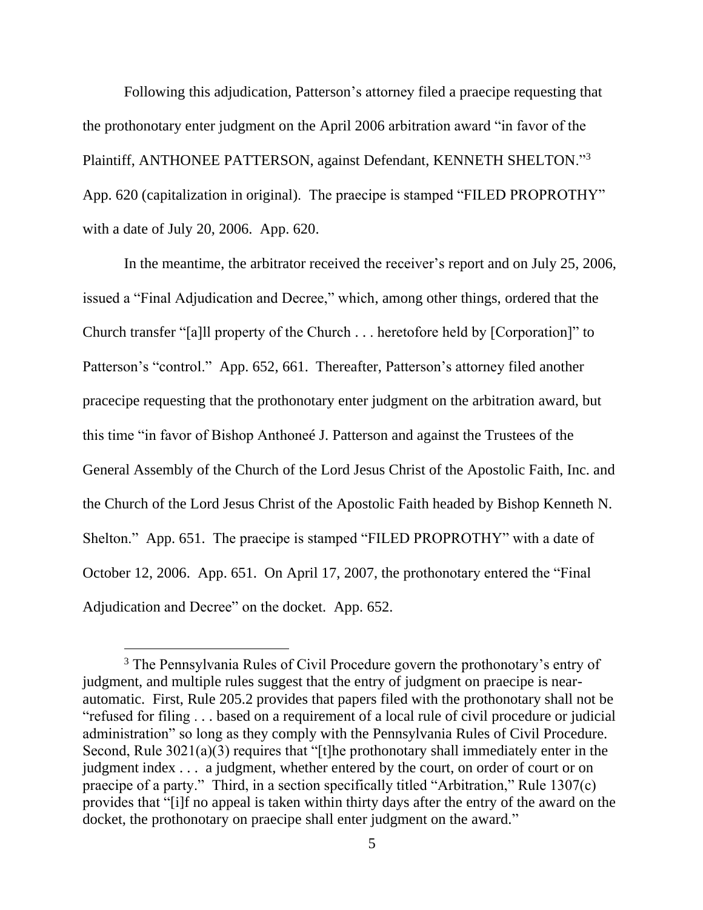Following this adjudication, Patterson's attorney filed a praecipe requesting that the prothonotary enter judgment on the April 2006 arbitration award "in favor of the Plaintiff, ANTHONEE PATTERSON, against Defendant, KENNETH SHELTON."[3] App. 620 (capitalization in original). The praecipe is stamped "FILED PROPROTHY" with a date of July 20, 2006. App. 620.

In the meantime, the arbitrator received the receiver's report and on July 25, 2006, issued a "Final Adjudication and Decree," which, among other things, ordered that the Church transfer "[a]ll property of the Church . . . heretofore held by [Corporation]" to Patterson's "control." App. 652, 661. Thereafter, Patterson's attorney filed another pracecipe requesting that the prothonotary enter judgment on the arbitration award, but this time "in favor of Bishop Anthoneé J. Patterson and against the Trustees of the General Assembly of the Church of the Lord Jesus Christ of the Apostolic Faith, Inc. and the Church of the Lord Jesus Christ of the Apostolic Faith headed by Bishop Kenneth N. Shelton." App. 651. The praecipe is stamped "FILED PROPROTHY" with a date of October 12, 2006. App. 651. On April 17, 2007, the prothonotary entered the "Final Adjudication and Decree" on the docket. App. 652.

[3] The Pennsylvania Rules of Civil Procedure govern the prothonotary's entry of judgment, and multiple rules suggest that the entry of judgment on praecipe is near-automatic. First, Rule 205.2 provides that papers filed with the prothonotary shall not be "refused for filing . . . based on a requirement of a local rule of civil procedure or judicial administration" so long as they comply with the Pennsylvania Rules of Civil Procedure. Second, Rule 3021(a)(3) requires that "[t]he prothonotary shall immediately enter in the judgment index . . . a judgment, whether entered by the court, on order of court or on praecipe of a party." Third, in a section specifically titled "Arbitration," Rule 1307(c) provides that "[i]f no appeal is taken within thirty days after the entry of the award on the docket, the prothonotary on praecipe shall enter judgment on the award."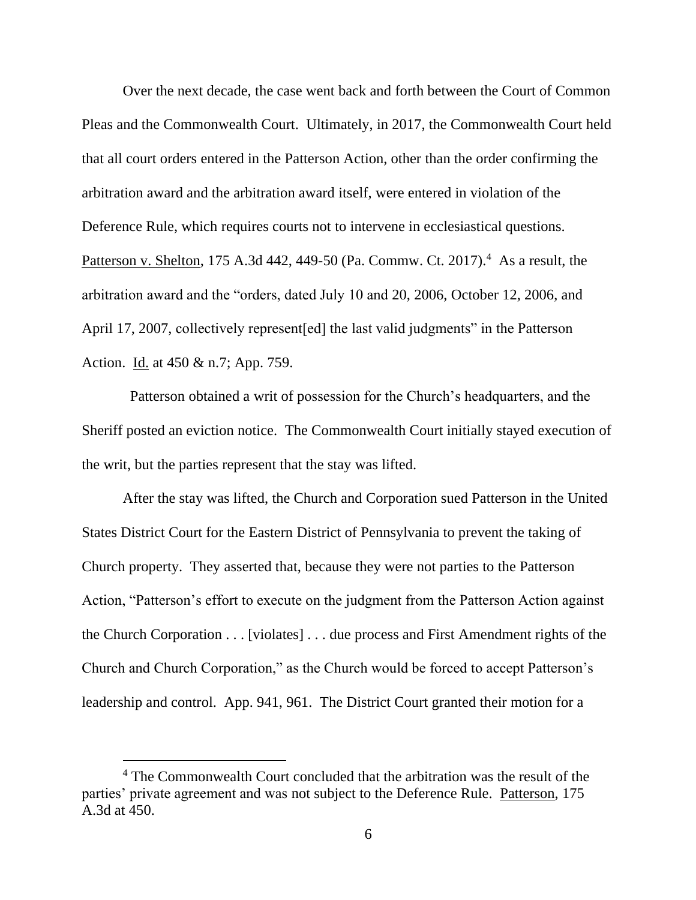Over the next decade, the case went back and forth between the Court of Common Pleas and the Commonwealth Court. Ultimately, in 2017, the Commonwealth Court held that all court orders entered in the Patterson Action, other than the order confirming the arbitration award and the arbitration award itself, were entered in violation of the Deference Rule, which requires courts not to intervene in ecclesiastical questions. Patterson v. Shelton, 175 A.3d 442, 449-50 (Pa. Commw. Ct. 2017).[4] As a result, the arbitration award and the "orders, dated July 10 and 20, 2006, October 12, 2006, and April 17, 2007, collectively represent[ed] the last valid judgments" in the Patterson Action. Id. at 450 & n.7; App. 759.

Patterson obtained a writ of possession for the Church's headquarters, and the Sheriff posted an eviction notice. The Commonwealth Court initially stayed execution of the writ, but the parties represent that the stay was lifted.

After the stay was lifted, the Church and Corporation sued Patterson in the United States District Court for the Eastern District of Pennsylvania to prevent the taking of Church property. They asserted that, because they were not parties to the Patterson Action, "Patterson's effort to execute on the judgment from the Patterson Action against the Church Corporation . . . [violates] . . . due process and First Amendment rights of the Church and Church Corporation," as the Church would be forced to accept Patterson's leadership and control. App. 941, 961. The District Court granted their motion for a

[4] The Commonwealth Court concluded that the arbitration was the result of the parties' private agreement and was not subject to the Deference Rule. Patterson, 175 A.3d at 450.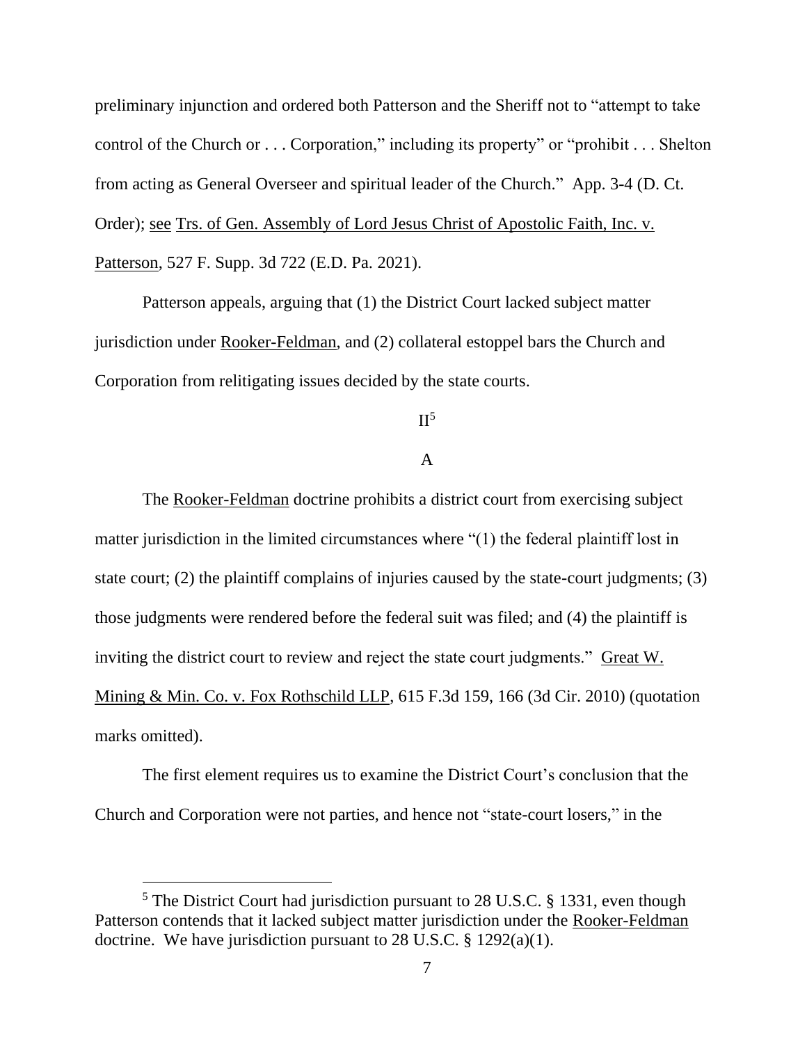preliminary injunction and ordered both Patterson and the Sheriff not to "attempt to take control of the Church or . . . Corporation," including its property" or "prohibit . . . Shelton from acting as General Overseer and spiritual leader of the Church." App. 3-4 (D. Ct. Order); see Trs. of Gen. Assembly of Lord Jesus Christ of Apostolic Faith, Inc. v. Patterson, 527 F. Supp. 3d 722 (E.D. Pa. 2021).

Patterson appeals, arguing that (1) the District Court lacked subject matter jurisdiction under Rooker-Feldman, and (2) collateral estoppel bars the Church and Corporation from relitigating issues decided by the state courts.

## II[5]

### A

The Rooker-Feldman doctrine prohibits a district court from exercising subject matter jurisdiction in the limited circumstances where "(1) the federal plaintiff lost in state court; (2) the plaintiff complains of injuries caused by the state-court judgments; (3) those judgments were rendered before the federal suit was filed; and (4) the plaintiff is inviting the district court to review and reject the state court judgments." Great W. Mining & Min. Co. v. Fox Rothschild LLP, 615 F.3d 159, 166 (3d Cir. 2010) (quotation marks omitted).

The first element requires us to examine the District Court's conclusion that the Church and Corporation were not parties, and hence not "state-court losers," in the

---

[5] The District Court had jurisdiction pursuant to 28 U.S.C. § 1331, even though Patterson contends that it lacked subject matter jurisdiction under the Rooker-Feldman doctrine. We have jurisdiction pursuant to 28 U.S.C. § 1292(a)(1).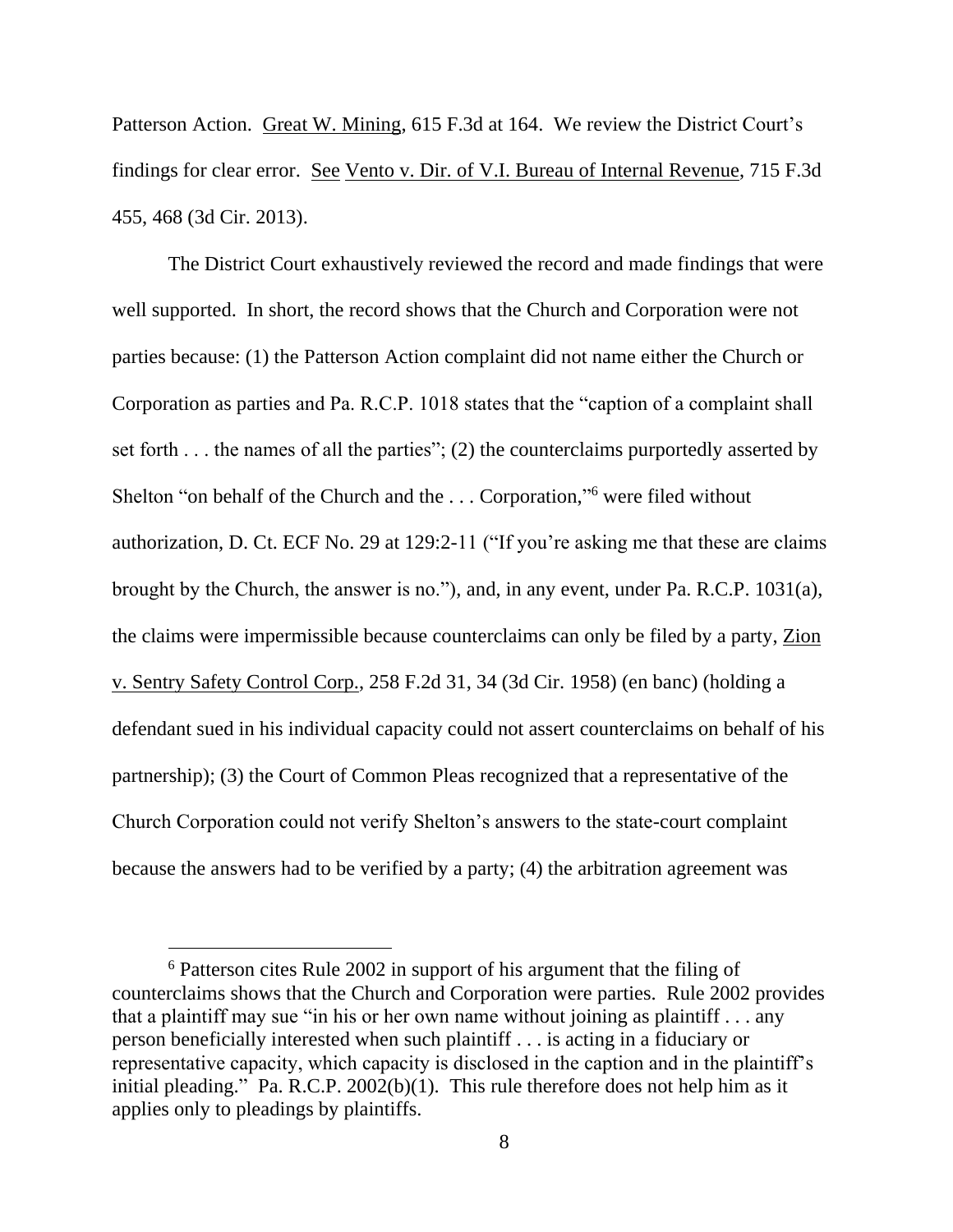Patterson Action. Great W. Mining, 615 F.3d at 164. We review the District Court's findings for clear error. See Vento v. Dir. of V.I. Bureau of Internal Revenue, 715 F.3d 455, 468 (3d Cir. 2013).

The District Court exhaustively reviewed the record and made findings that were well supported. In short, the record shows that the Church and Corporation were not parties because: (1) the Patterson Action complaint did not name either the Church or Corporation as parties and Pa. R.C.P. 1018 states that the "caption of a complaint shall set forth . . . the names of all the parties"; (2) the counterclaims purportedly asserted by Shelton "on behalf of the Church and the . . . Corporation,"[6] were filed without authorization, D. Ct. ECF No. 29 at 129:2-11 ("If you're asking me that these are claims brought by the Church, the answer is no."), and, in any event, under Pa. R.C.P. 1031(a), the claims were impermissible because counterclaims can only be filed by a party, Zion v. Sentry Safety Control Corp., 258 F.2d 31, 34 (3d Cir. 1958) (en banc) (holding a defendant sued in his individual capacity could not assert counterclaims on behalf of his partnership); (3) the Court of Common Pleas recognized that a representative of the Church Corporation could not verify Shelton's answers to the state-court complaint because the answers had to be verified by a party; (4) the arbitration agreement was

[6] Patterson cites Rule 2002 in support of his argument that the filing of counterclaims shows that the Church and Corporation were parties. Rule 2002 provides that a plaintiff may sue "in his or her own name without joining as plaintiff . . . any person beneficially interested when such plaintiff . . . is acting in a fiduciary or representative capacity, which capacity is disclosed in the caption and in the plaintiff's initial pleading." Pa. R.C.P. 2002(b)(1). This rule therefore does not help him as it applies only to pleadings by plaintiffs.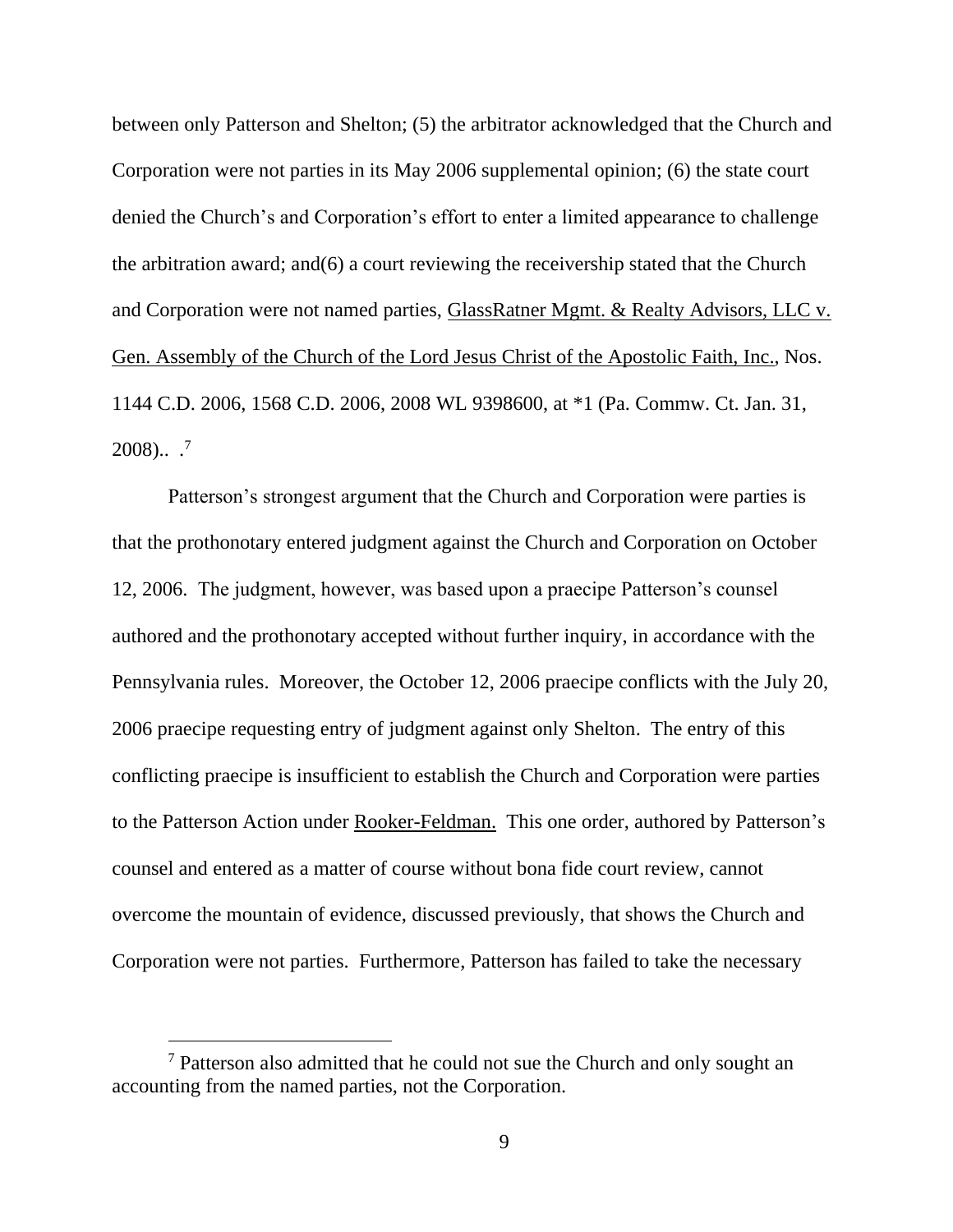between only Patterson and Shelton; (5) the arbitrator acknowledged that the Church and Corporation were not parties in its May 2006 supplemental opinion; (6) the state court denied the Church's and Corporation's effort to enter a limited appearance to challenge the arbitration award; and(6) a court reviewing the receivership stated that the Church and Corporation were not named parties, GlassRatner Mgmt. & Realty Advisors, LLC v. Gen. Assembly of the Church of the Lord Jesus Christ of the Apostolic Faith, Inc., Nos. 1144 C.D. 2006, 1568 C.D. 2006, 2008 WL 9398600, at *1 (Pa. Commw. Ct. Jan. 31, 2008).. .[7]

Patterson's strongest argument that the Church and Corporation were parties is that the prothonotary entered judgment against the Church and Corporation on October 12, 2006. The judgment, however, was based upon a praecipe Patterson's counsel authored and the prothonotary accepted without further inquiry, in accordance with the Pennsylvania rules. Moreover, the October 12, 2006 praecipe conflicts with the July 20, 2006 praecipe requesting entry of judgment against only Shelton. The entry of this conflicting praecipe is insufficient to establish the Church and Corporation were parties to the Patterson Action under Rooker-Feldman. This one order, authored by Patterson's counsel and entered as a matter of course without bona fide court review, cannot overcome the mountain of evidence, discussed previously, that shows the Church and Corporation were not parties. Furthermore, Patterson has failed to take the necessary

[7] Patterson also admitted that he could not sue the Church and only sought an accounting from the named parties, not the Corporation.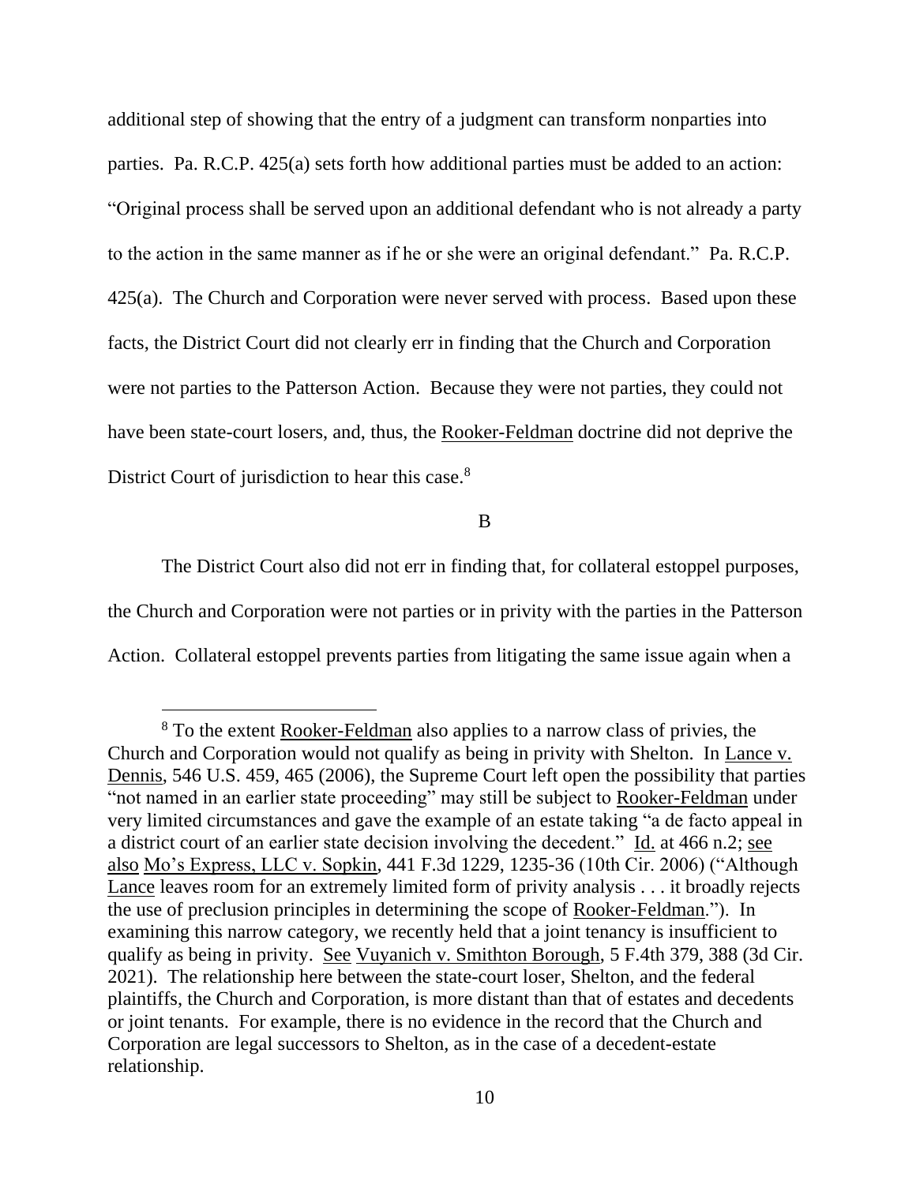additional step of showing that the entry of a judgment can transform nonparties into parties. Pa. R.C.P. 425(a) sets forth how additional parties must be added to an action: "Original process shall be served upon an additional defendant who is not already a party to the action in the same manner as if he or she were an original defendant." Pa. R.C.P. 425(a). The Church and Corporation were never served with process. Based upon these facts, the District Court did not clearly err in finding that the Church and Corporation were not parties to the Patterson Action. Because they were not parties, they could not have been state-court losers, and, thus, the Rooker-Feldman doctrine did not deprive the District Court of jurisdiction to hear this case.[8]

B

The District Court also did not err in finding that, for collateral estoppel purposes, the Church and Corporation were not parties or in privity with the parties in the Patterson Action. Collateral estoppel prevents parties from litigating the same issue again when a

[8] To the extent Rooker-Feldman also applies to a narrow class of privies, the Church and Corporation would not qualify as being in privity with Shelton. In Lance v. Dennis, 546 U.S. 459, 465 (2006), the Supreme Court left open the possibility that parties "not named in an earlier state proceeding" may still be subject to Rooker-Feldman under very limited circumstances and gave the example of an estate taking "a de facto appeal in a district court of an earlier state decision involving the decedent." Id. at 466 n.2; see also Mo's Express, LLC v. Sopkin, 441 F.3d 1229, 1235-36 (10th Cir. 2006) ("Although Lance leaves room for an extremely limited form of privity analysis . . . it broadly rejects the use of preclusion principles in determining the scope of Rooker-Feldman."). In examining this narrow category, we recently held that a joint tenancy is insufficient to qualify as being in privity. See Vuyanich v. Smithton Borough, 5 F.4th 379, 388 (3d Cir. 2021). The relationship here between the state-court loser, Shelton, and the federal plaintiffs, the Church and Corporation, is more distant than that of estates and decedents or joint tenants. For example, there is no evidence in the record that the Church and Corporation are legal successors to Shelton, as in the case of a decedent-estate relationship.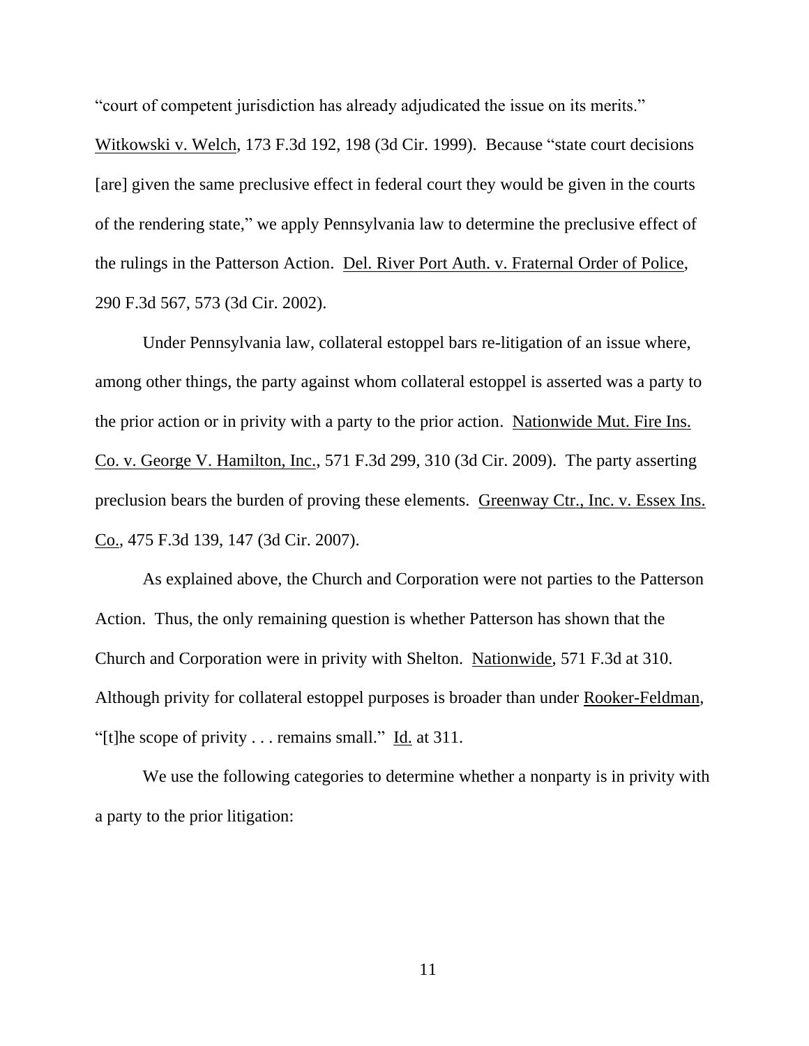"court of competent jurisdiction has already adjudicated the issue on its merits." Witkowski v. Welch, 173 F.3d 192, 198 (3d Cir. 1999). Because "state court decisions [are] given the same preclusive effect in federal court they would be given in the courts of the rendering state," we apply Pennsylvania law to determine the preclusive effect of the rulings in the Patterson Action. Del. River Port Auth. v. Fraternal Order of Police, 290 F.3d 567, 573 (3d Cir. 2002).

Under Pennsylvania law, collateral estoppel bars re-litigation of an issue where, among other things, the party against whom collateral estoppel is asserted was a party to the prior action or in privity with a party to the prior action. Nationwide Mut. Fire Ins. Co. v. George V. Hamilton, Inc., 571 F.3d 299, 310 (3d Cir. 2009). The party asserting preclusion bears the burden of proving these elements. Greenway Ctr., Inc. v. Essex Ins. Co., 475 F.3d 139, 147 (3d Cir. 2007).

As explained above, the Church and Corporation were not parties to the Patterson Action. Thus, the only remaining question is whether Patterson has shown that the Church and Corporation were in privity with Shelton. Nationwide, 571 F.3d at 310. Although privity for collateral estoppel purposes is broader than under Rooker-Feldman, "[t]he scope of privity . . . remains small." Id. at 311.

We use the following categories to determine whether a nonparty is in privity with a party to the prior litigation: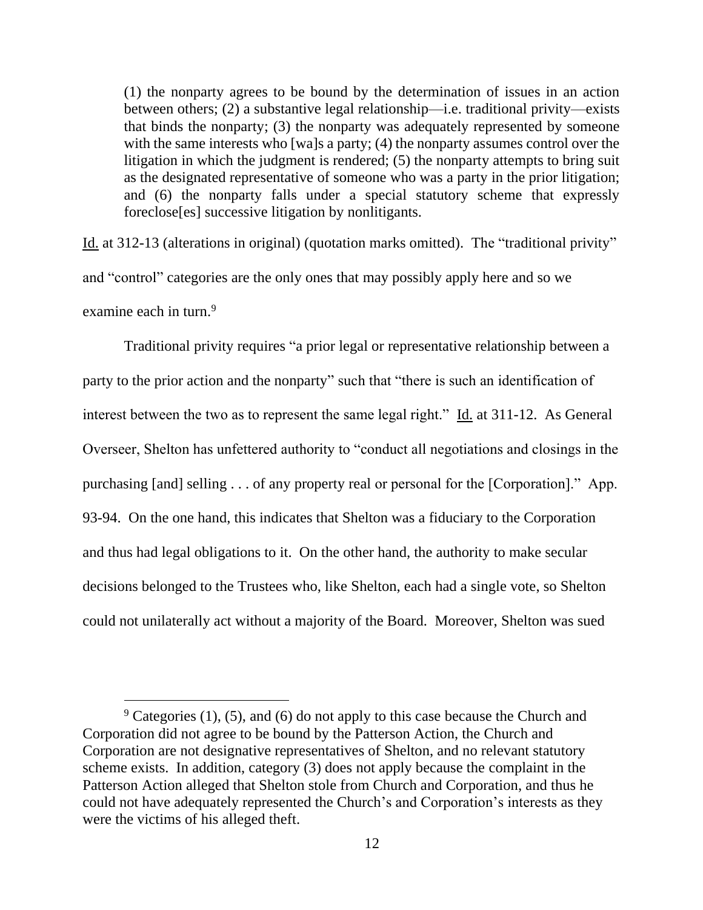> (1) the nonparty agrees to be bound by the determination of issues in an action between others; (2) a substantive legal relationship—i.e. traditional privity—exists that binds the nonparty; (3) the nonparty was adequately represented by someone with the same interests who [wa]s a party; (4) the nonparty assumes control over the litigation in which the judgment is rendered; (5) the nonparty attempts to bring suit as the designated representative of someone who was a party in the prior litigation; and (6) the nonparty falls under a special statutory scheme that expressly foreclose[es] successive litigation by nonlitigants.

Id. at 312-13 (alterations in original) (quotation marks omitted). The "traditional privity" and "control" categories are the only ones that may possibly apply here and so we examine each in turn.[9]

Traditional privity requires "a prior legal or representative relationship between a party to the prior action and the nonparty" such that "there is such an identification of interest between the two as to represent the same legal right." Id. at 311-12. As General Overseer, Shelton has unfettered authority to "conduct all negotiations and closings in the purchasing [and] selling . . . of any property real or personal for the [Corporation]." App. 93-94. On the one hand, this indicates that Shelton was a fiduciary to the Corporation and thus had legal obligations to it. On the other hand, the authority to make secular decisions belonged to the Trustees who, like Shelton, each had a single vote, so Shelton could not unilaterally act without a majority of the Board. Moreover, Shelton was sued

---

[9] Categories (1), (5), and (6) do not apply to this case because the Church and Corporation did not agree to be bound by the Patterson Action, the Church and Corporation are not designative representatives of Shelton, and no relevant statutory scheme exists. In addition, category (3) does not apply because the complaint in the Patterson Action alleged that Shelton stole from Church and Corporation, and thus he could not have adequately represented the Church's and Corporation's interests as they were the victims of his alleged theft.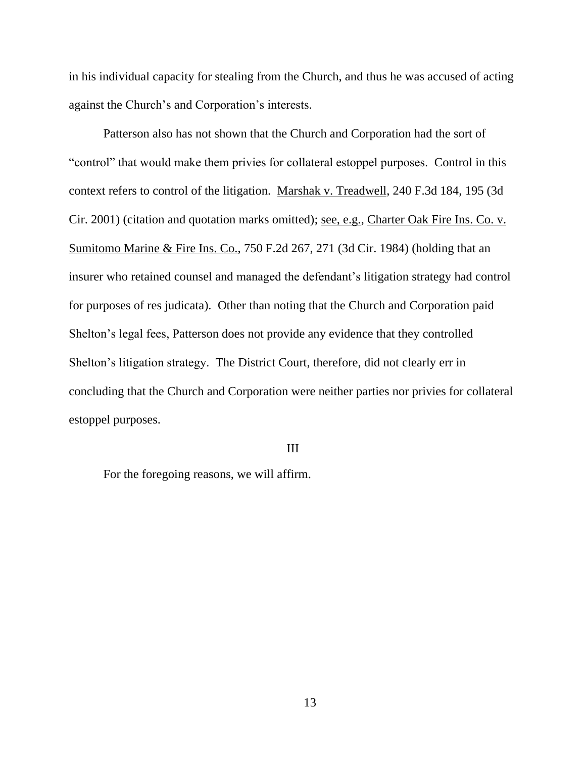in his individual capacity for stealing from the Church, and thus he was accused of acting against the Church's and Corporation's interests.

Patterson also has not shown that the Church and Corporation had the sort of "control" that would make them privies for collateral estoppel purposes. Control in this context refers to control of the litigation. Marshak v. Treadwell, 240 F.3d 184, 195 (3d Cir. 2001) (citation and quotation marks omitted); see, e.g., Charter Oak Fire Ins. Co. v. Sumitomo Marine & Fire Ins. Co., 750 F.2d 267, 271 (3d Cir. 1984) (holding that an insurer who retained counsel and managed the defendant's litigation strategy had control for purposes of res judicata). Other than noting that the Church and Corporation paid Shelton's legal fees, Patterson does not provide any evidence that they controlled Shelton's litigation strategy. The District Court, therefore, did not clearly err in concluding that the Church and Corporation were neither parties nor privies for collateral estoppel purposes.

## III

For the foregoing reasons, we will affirm.